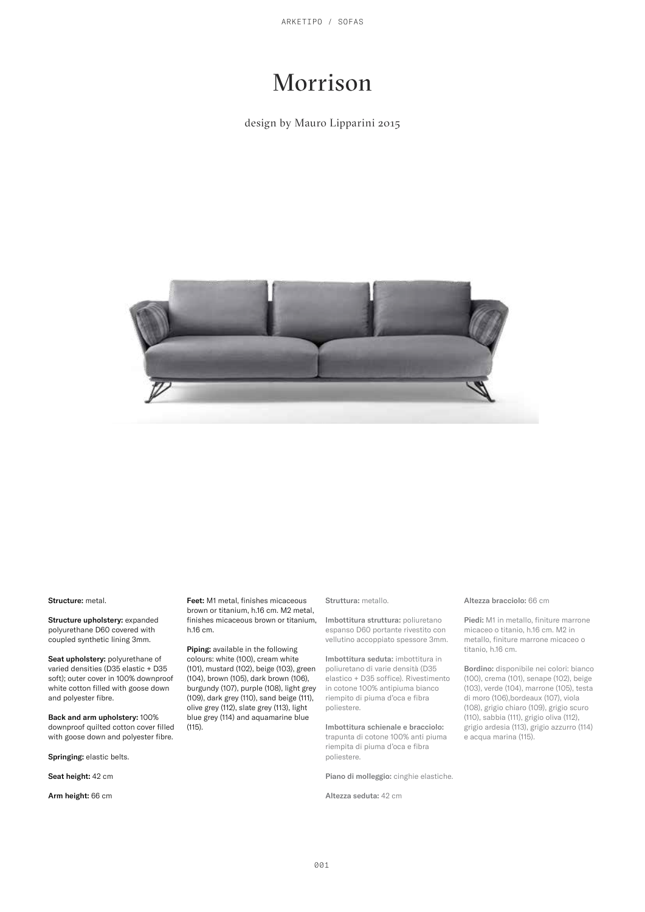# Morrison

design by Mauro Lipparini 2015

**Structure:** metal.

**Structure upholstery:** expanded polyurethane D60 covered with coupled synthetic lining 3mm.

**Seat upholstery:** polyurethane of varied densities (D35 elastic + D35 soft); outer cover in 100% downproof white cotton filled with goose down and polyester fibre.

**Back and arm upholstery:** 100% downproof quilted cotton cover filled with goose down and polyester fibre.

**Springing:** elastic belts.

**Seat height:** 42 cm

**Arm height:** 66 cm

**Feet:** M1 metal, finishes micaceous brown or titanium, h.16 cm. M2 metal, finishes micaceous brown or titanium, h.16 cm.

**Piping:** available in the following colours: white (100), cream white (101), mustard (102), beige (103), green (104), brown (105), dark brown (106), burgundy (107), purple (108), light grey (109), dark grey (110), sand beige (111), olive grey (112), slate grey (113), light blue grey (114) and aquamarine blue (115).

**Struttura:** metallo.

**Imbottitura struttura:** poliuretano espanso D60 portante rivestito con vellutino accoppiato spessore 3mm.

**Imbottitura seduta:** imbottitura in poliuretano di varie densità (D35 elastico + D35 soffice). Rivestimento in cotone 100% antipiuma bianco riempito di piuma d'oca e fibra poliestere.

**Imbottitura schienale e bracciolo:** trapunta di cotone 100% anti piuma riempita di piuma d'oca e fibra poliestere.

**Piano di molleggio:** cinghie elastiche.

**Altezza seduta:** 42 cm

**Altezza bracciolo:** 66 cm

**Piedi:** M1 in metallo, finiture marrone micaceo o titanio, h.16 cm. M2 in metallo, finiture marrone micaceo o titanio, h.16 cm.

**Bordino:** disponibile nei colori: bianco (100), crema (101), senape (102), beige (103), verde (104), marrone (105), testa di moro (106),bordeaux (107), viola (108), grigio chiaro (109), grigio scuro (110), sabbia (111), grigio oliva (112), grigio ardesia (113), grigio azzurro (114) e acqua marina (115).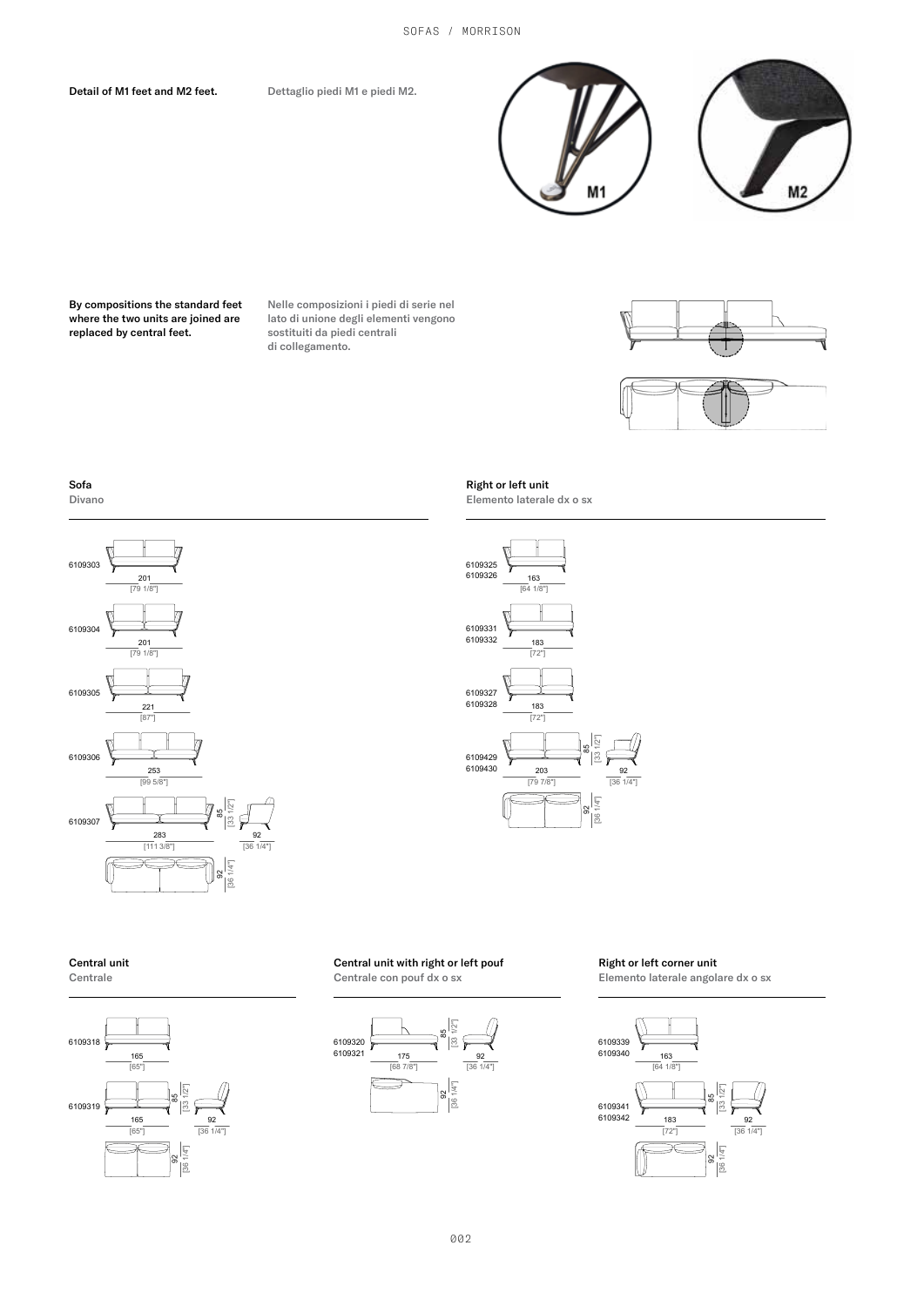**Detail of M1 feet and M2 feet.**

Dettaglio piedi M1 e piedi M2.

M1

M2

**By compositions the standard feet where the two units are joined are replaced by central feet.**

Nelle composizioni i piedi di serie nel lato di unione degli elementi vengono sostituiti da piedi centrali di collegamento.

## Sofa

Divano

| Code | Width | Height | Depth |
|---|---|---|---|
| 6109303 | 201 [79 1/8"] | | |
| 6109304 | 201 [79 1/8"] | | |
| 6109305 | 221 [87"] | | |
| 6109306 | 253 [99 5/8"] | | |
| 6109307 | 283 [111 3/8"] | 85 [33 1/2"] | 92 [36 1/4"] |

## Right or left unit

Elemento laterale dx o sx

| Code | Width | Height | Depth |
|---|---|---|---|
| 6109325 / 6109326 | 163 [64 1/8"] | | |
| 6109331 / 6109332 | 183 [72"] | | |
| 6109327 / 6109328 | 183 [72"] | | |
| 6109429 / 6109430 | 203 [79 7/8"] | 85 [33 1/2"] | 92 [36 1/4"] |

## Central unit

Centrale

| Code | Width | Height | Depth |
|---|---|---|---|
| 6109318 | 165 [65"] | | |
| 6109319 | 165 [65"] | 85 [33 1/2"] | 92 [36 1/4"] |

## Central unit with right or left pouf

Centrale con pouf dx o sx

| Code | Width | Height | Depth |
|---|---|---|---|
| 6109320 / 6109321 | 175 [68 7/8"] | 85 [33 1/2"] | 92 [36 1/4"] |

## Right or left corner unit

Elemento laterale angolare dx o sx

| Code | Width | Height | Depth |
|---|---|---|---|
| 6109339 / 6109340 | 163 [64 1/8"] | | |
| 6109341 / 6109342 | 183 [72"] | 85 [33 1/2"] | 92 [36 1/4"] |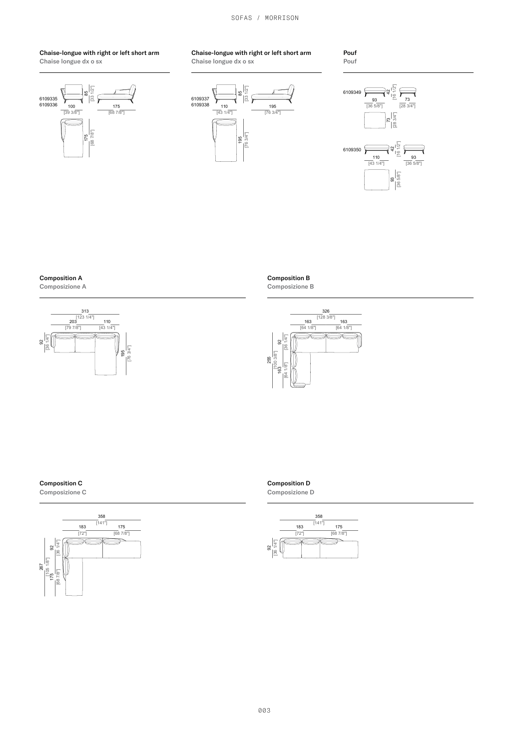### Chaise-longue with right or left short arm

Chaise longue dx o sx

6109335
6109336

85 [33 1/2"]
100 [39 3/8"]
175 [68 7/8"]
175 [68 7/8"]

### Chaise-longue with right or left short arm

Chaise longue dx o sx

6109337
6109338

85 [33 1/2"]
110 [43 1/4"]
195 [76 3/4"]
195 [76 3/4"]

### Pouf

Pouf

6109349

42 [16 1/2"]
93 [36 5/8"]
73 [28 3/4"]
73 [28 3/4"]

6109350

42 [16 1/2"]
110 [43 1/4"]
93 [36 5/8"]
93 [36 5/8"]

### Composition A

Composizione A

313 [123 1/4"]
203 [79 7/8"]
110 [43 1/4"]
92 [36 1/4"]
195 [76 3/4"]

### Composition B

Composizione B

326 [128 3/8"]
163 [64 1/8"]
163 [64 1/8"]
92 [36 1/4"]
255 [100 3/8"]
163 [64 1/8"]

### Composition C

Composizione C

358 [141"]
183 [72"]
175 [68 7/8"]
92 [36 1/4"]
267 [105 1/8"]
175 [68 7/8"]

### Composition D

Composizione D

358 [141"]
183 [72"]
175 [68 7/8"]
92 [36 1/4"]